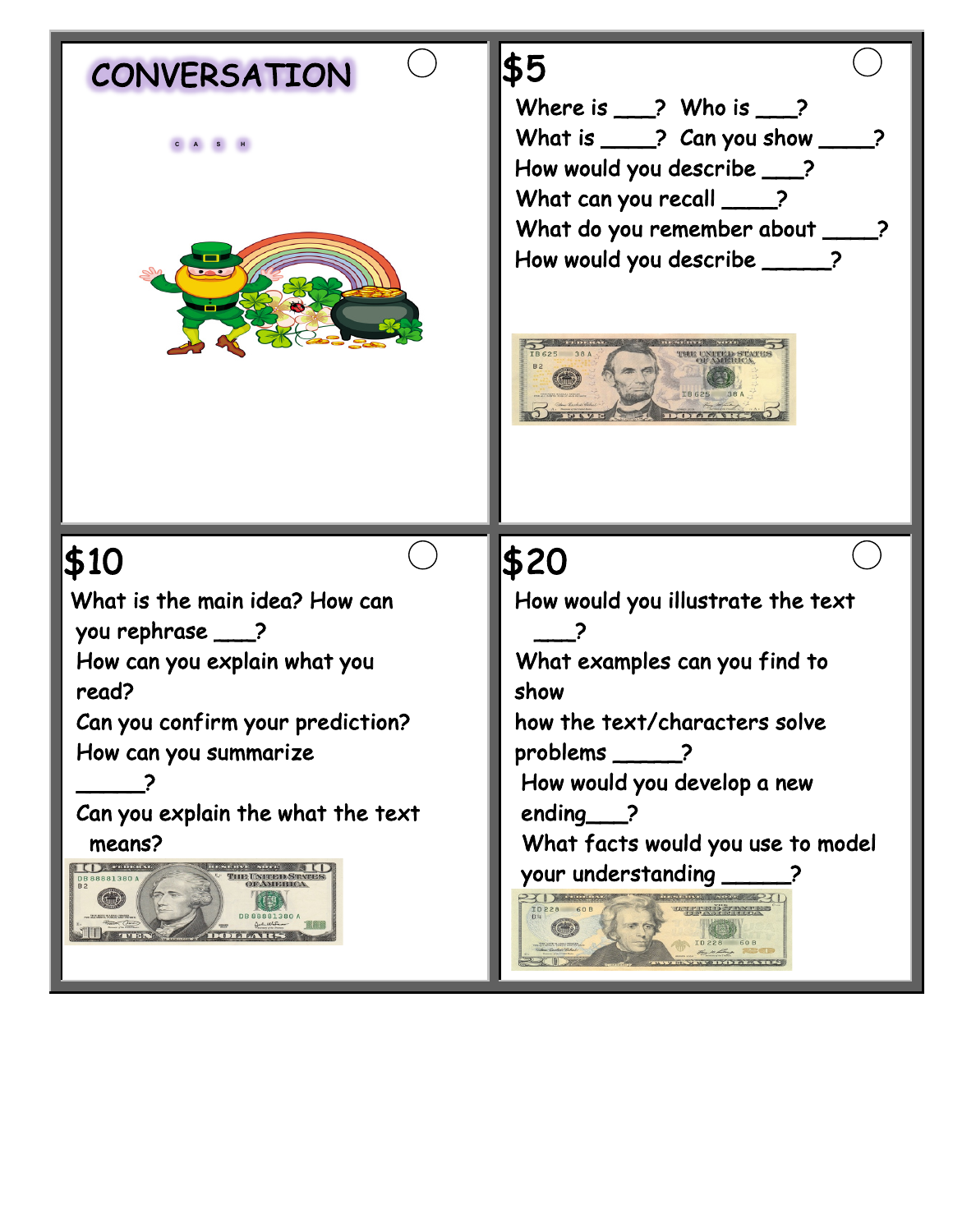# CONVERSATION

C A S H

## $5

Where is ___? Who is ___?
What is ____? Can you show ____?
How would you describe ___?
What can you recall ____?
What do you remember about ____?
How would you describe _____?

## $10

What is the main idea? How can you rephrase ___?
How can you explain what you read?
Can you confirm your prediction?
How can you summarize _____?
Can you explain the what the text means?

## $20

How would you illustrate the text ___?
What examples can you find to show how the text/characters solve problems _____?
How would you develop a new ending___?
What facts would you use to model your understanding _____?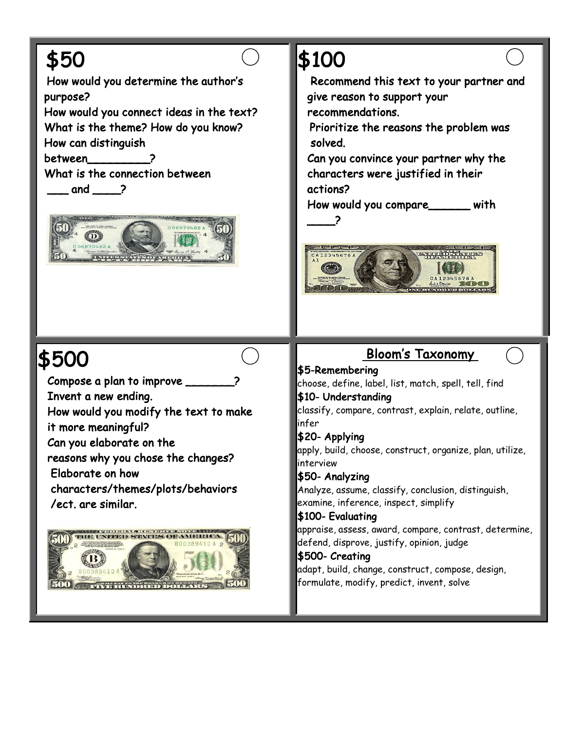## $50

How would you determine the author's purpose?
How would you connect ideas in the text?
What is the theme? How do you know?
How can distinguish between________?
What is the connection between ___ and ____?

## $100

Recommend this text to your partner and give reason to support your recommendations.
Prioritize the reasons the problem was solved.
Can you convince your partner why the characters were justified in their actions?
How would you compare______ with ____?

## $500

Compose a plan to improve _______?
Invent a new ending.
How would you modify the text to make it more meaningful?
Can you elaborate on the reasons why you chose the changes?
Elaborate on how characters/themes/plots/behaviors /ect. are similar.

## Bloom's Taxonomy

**$5-Remembering**
choose, define, label, list, match, spell, tell, find

**$10- Understanding**
classify, compare, contrast, explain, relate, outline, infer

**$20- Applying**
apply, build, choose, construct, organize, plan, utilize, interview

**$50- Analyzing**
Analyze, assume, classify, conclusion, distinguish, examine, inference, inspect, simplify

**$100- Evaluating**
appraise, assess, award, compare, contrast, determine, defend, disprove, justify, opinion, judge

**$500- Creating**
adapt, build, change, construct, compose, design, formulate, modify, predict, invent, solve